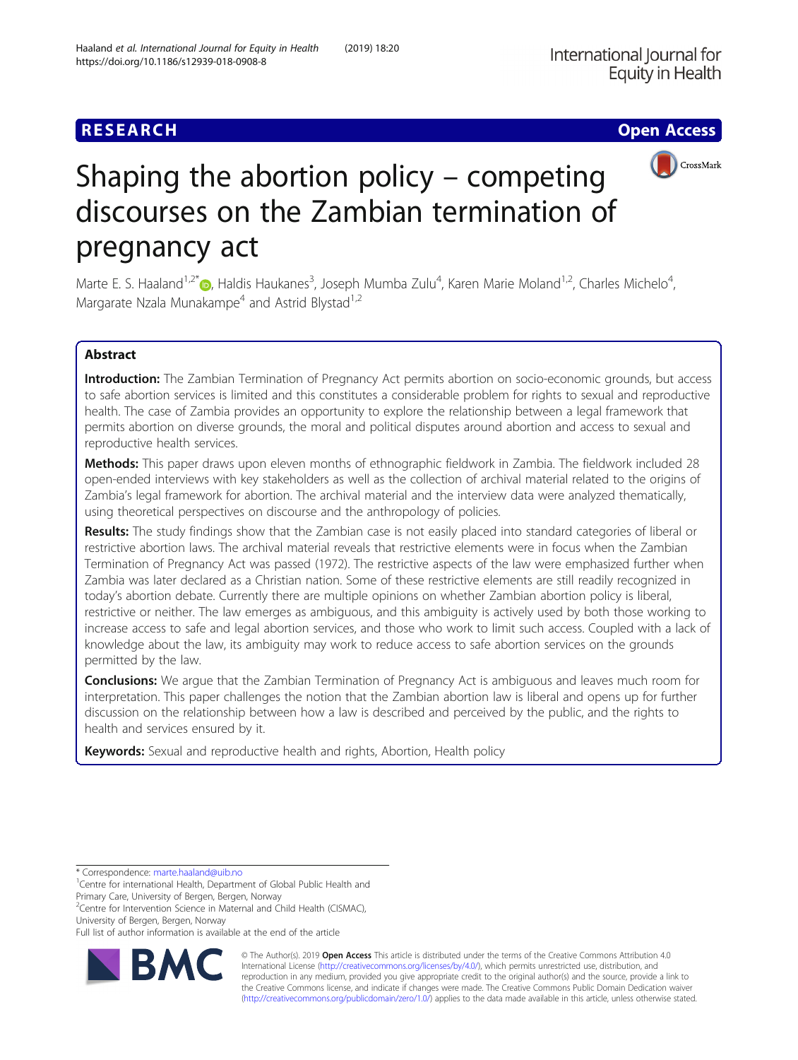**RESEARCH** **Open Access**

# Shaping the abortion policy – competing discourses on the Zambian termination of pregnancy act

Marte E. S. Haaland[1,2*], Haldis Haukanes[3], Joseph Mumba Zulu[4], Karen Marie Moland[1,2], Charles Michelo[4], Margarate Nzala Munakampe[4] and Astrid Blystad[1,2]

## Abstract

**Introduction:** The Zambian Termination of Pregnancy Act permits abortion on socio-economic grounds, but access to safe abortion services is limited and this constitutes a considerable problem for rights to sexual and reproductive health. The case of Zambia provides an opportunity to explore the relationship between a legal framework that permits abortion on diverse grounds, the moral and political disputes around abortion and access to sexual and reproductive health services.

**Methods:** This paper draws upon eleven months of ethnographic fieldwork in Zambia. The fieldwork included 28 open-ended interviews with key stakeholders as well as the collection of archival material related to the origins of Zambia's legal framework for abortion. The archival material and the interview data were analyzed thematically, using theoretical perspectives on discourse and the anthropology of policies.

**Results:** The study findings show that the Zambian case is not easily placed into standard categories of liberal or restrictive abortion laws. The archival material reveals that restrictive elements were in focus when the Zambian Termination of Pregnancy Act was passed (1972). The restrictive aspects of the law were emphasized further when Zambia was later declared as a Christian nation. Some of these restrictive elements are still readily recognized in today's abortion debate. Currently there are multiple opinions on whether Zambian abortion policy is liberal, restrictive or neither. The law emerges as ambiguous, and this ambiguity is actively used by both those working to increase access to safe and legal abortion services, and those who work to limit such access. Coupled with a lack of knowledge about the law, its ambiguity may work to reduce access to safe abortion services on the grounds permitted by the law.

**Conclusions:** We argue that the Zambian Termination of Pregnancy Act is ambiguous and leaves much room for interpretation. This paper challenges the notion that the Zambian abortion law is liberal and opens up for further discussion on the relationship between how a law is described and perceived by the public, and the rights to health and services ensured by it.

**Keywords:** Sexual and reproductive health and rights, Abortion, Health policy

---

\* Correspondence: marte.haaland@uib.no

[1]Centre for international Health, Department of Global Public Health and Primary Care, University of Bergen, Bergen, Norway

[2]Centre for Intervention Science in Maternal and Child Health (CISMAC), University of Bergen, Bergen, Norway

Full list of author information is available at the end of the article

© The Author(s). 2019 **Open Access** This article is distributed under the terms of the Creative Commons Attribution 4.0 International License (http://creativecommons.org/licenses/by/4.0/), which permits unrestricted use, distribution, and reproduction in any medium, provided you give appropriate credit to the original author(s) and the source, provide a link to the Creative Commons license, and indicate if changes were made. The Creative Commons Public Domain Dedication waiver (http://creativecommons.org/publicdomain/zero/1.0/) applies to the data made available in this article, unless otherwise stated.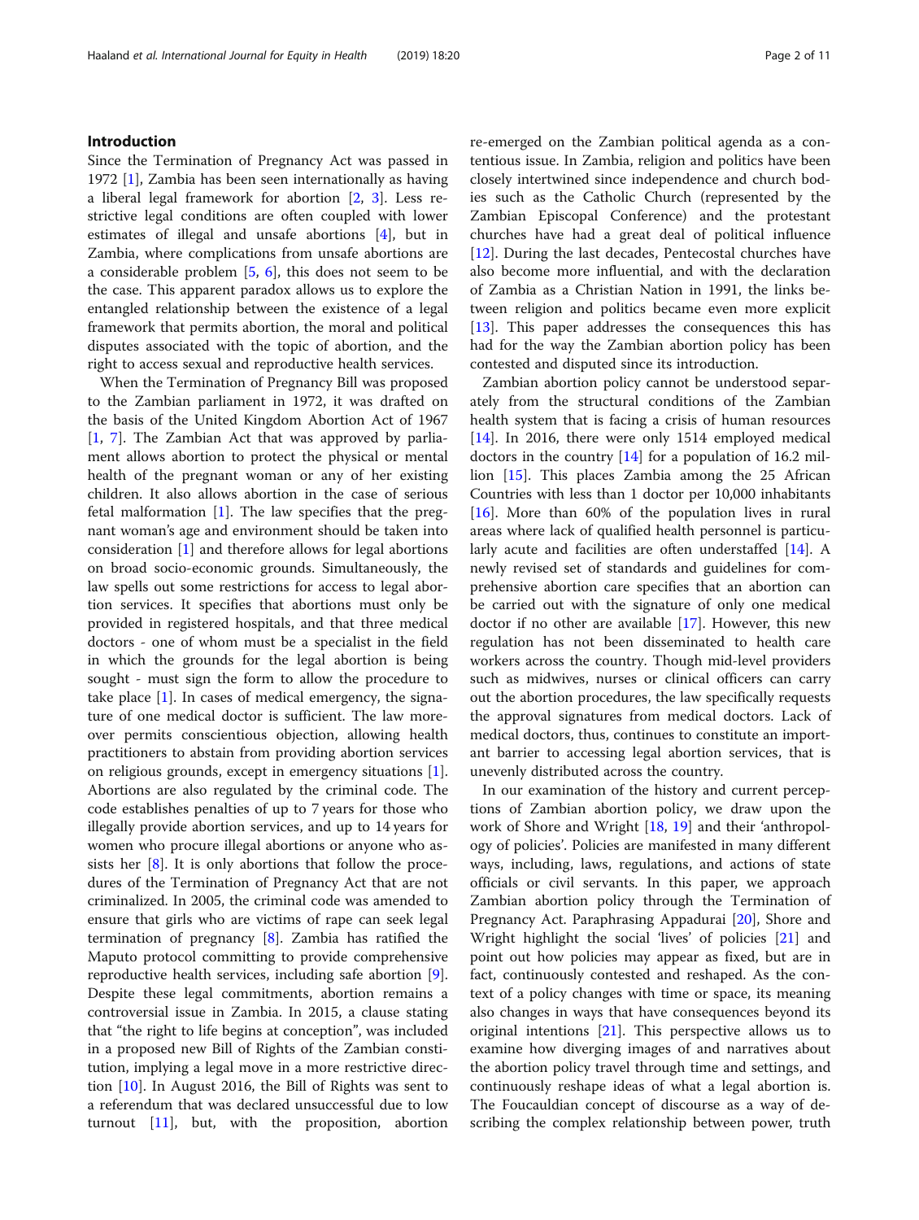## Introduction

Since the Termination of Pregnancy Act was passed in 1972 [1], Zambia has been seen internationally as having a liberal legal framework for abortion [2, 3]. Less restrictive legal conditions are often coupled with lower estimates of illegal and unsafe abortions [4], but in Zambia, where complications from unsafe abortions are a considerable problem [5, 6], this does not seem to be the case. This apparent paradox allows us to explore the entangled relationship between the existence of a legal framework that permits abortion, the moral and political disputes associated with the topic of abortion, and the right to access sexual and reproductive health services.

When the Termination of Pregnancy Bill was proposed to the Zambian parliament in 1972, it was drafted on the basis of the United Kingdom Abortion Act of 1967 [1, 7]. The Zambian Act that was approved by parliament allows abortion to protect the physical or mental health of the pregnant woman or any of her existing children. It also allows abortion in the case of serious fetal malformation [1]. The law specifies that the pregnant woman's age and environment should be taken into consideration [1] and therefore allows for legal abortions on broad socio-economic grounds. Simultaneously, the law spells out some restrictions for access to legal abortion services. It specifies that abortions must only be provided in registered hospitals, and that three medical doctors - one of whom must be a specialist in the field in which the grounds for the legal abortion is being sought - must sign the form to allow the procedure to take place [1]. In cases of medical emergency, the signature of one medical doctor is sufficient. The law moreover permits conscientious objection, allowing health practitioners to abstain from providing abortion services on religious grounds, except in emergency situations [1]. Abortions are also regulated by the criminal code. The code establishes penalties of up to 7 years for those who illegally provide abortion services, and up to 14 years for women who procure illegal abortions or anyone who assists her [8]. It is only abortions that follow the procedures of the Termination of Pregnancy Act that are not criminalized. In 2005, the criminal code was amended to ensure that girls who are victims of rape can seek legal termination of pregnancy [8]. Zambia has ratified the Maputo protocol committing to provide comprehensive reproductive health services, including safe abortion [9]. Despite these legal commitments, abortion remains a controversial issue in Zambia. In 2015, a clause stating that "the right to life begins at conception", was included in a proposed new Bill of Rights of the Zambian constitution, implying a legal move in a more restrictive direction [10]. In August 2016, the Bill of Rights was sent to a referendum that was declared unsuccessful due to low turnout [11], but, with the proposition, abortion re-emerged on the Zambian political agenda as a contentious issue. In Zambia, religion and politics have been closely intertwined since independence and church bodies such as the Catholic Church (represented by the Zambian Episcopal Conference) and the protestant churches have had a great deal of political influence [12]. During the last decades, Pentecostal churches have also become more influential, and with the declaration of Zambia as a Christian Nation in 1991, the links between religion and politics became even more explicit [13]. This paper addresses the consequences this has had for the way the Zambian abortion policy has been contested and disputed since its introduction.

Zambian abortion policy cannot be understood separately from the structural conditions of the Zambian health system that is facing a crisis of human resources [14]. In 2016, there were only 1514 employed medical doctors in the country [14] for a population of 16.2 million [15]. This places Zambia among the 25 African Countries with less than 1 doctor per 10,000 inhabitants [16]. More than 60% of the population lives in rural areas where lack of qualified health personnel is particularly acute and facilities are often understaffed [14]. A newly revised set of standards and guidelines for comprehensive abortion care specifies that an abortion can be carried out with the signature of only one medical doctor if no other are available [17]. However, this new regulation has not been disseminated to health care workers across the country. Though mid-level providers such as midwives, nurses or clinical officers can carry out the abortion procedures, the law specifically requests the approval signatures from medical doctors. Lack of medical doctors, thus, continues to constitute an important barrier to accessing legal abortion services, that is unevenly distributed across the country.

In our examination of the history and current perceptions of Zambian abortion policy, we draw upon the work of Shore and Wright [18, 19] and their 'anthropology of policies'. Policies are manifested in many different ways, including, laws, regulations, and actions of state officials or civil servants. In this paper, we approach Zambian abortion policy through the Termination of Pregnancy Act. Paraphrasing Appadurai [20], Shore and Wright highlight the social 'lives' of policies [21] and point out how policies may appear as fixed, but are in fact, continuously contested and reshaped. As the context of a policy changes with time or space, its meaning also changes in ways that have consequences beyond its original intentions [21]. This perspective allows us to examine how diverging images of and narratives about the abortion policy travel through time and settings, and continuously reshape ideas of what a legal abortion is. The Foucauldian concept of discourse as a way of describing the complex relationship between power, truth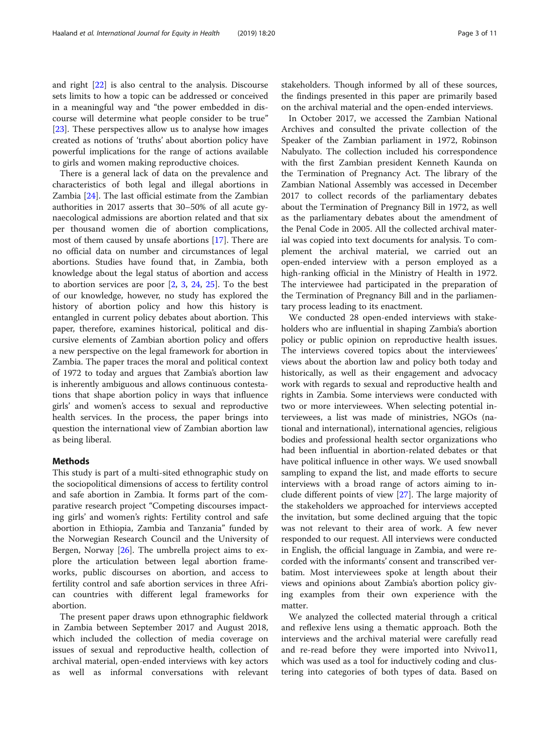and right [22] is also central to the analysis. Discourse sets limits to how a topic can be addressed or conceived in a meaningful way and "the power embedded in discourse will determine what people consider to be true" [23]. These perspectives allow us to analyse how images created as notions of 'truths' about abortion policy have powerful implications for the range of actions available to girls and women making reproductive choices.

There is a general lack of data on the prevalence and characteristics of both legal and illegal abortions in Zambia [24]. The last official estimate from the Zambian authorities in 2017 asserts that 30–50% of all acute gynaecological admissions are abortion related and that six per thousand women die of abortion complications, most of them caused by unsafe abortions [17]. There are no official data on number and circumstances of legal abortions. Studies have found that, in Zambia, both knowledge about the legal status of abortion and access to abortion services are poor [2, 3, 24, 25]. To the best of our knowledge, however, no study has explored the history of abortion policy and how this history is entangled in current policy debates about abortion. This paper, therefore, examines historical, political and discursive elements of Zambian abortion policy and offers a new perspective on the legal framework for abortion in Zambia. The paper traces the moral and political context of 1972 to today and argues that Zambia's abortion law is inherently ambiguous and allows continuous contestations that shape abortion policy in ways that influence girls' and women's access to sexual and reproductive health services. In the process, the paper brings into question the international view of Zambian abortion law as being liberal.

## Methods

This study is part of a multi-sited ethnographic study on the sociopolitical dimensions of access to fertility control and safe abortion in Zambia. It forms part of the comparative research project "Competing discourses impacting girls' and women's rights: Fertility control and safe abortion in Ethiopia, Zambia and Tanzania" funded by the Norwegian Research Council and the University of Bergen, Norway [26]. The umbrella project aims to explore the articulation between legal abortion frameworks, public discourses on abortion, and access to fertility control and safe abortion services in three African countries with different legal frameworks for abortion.

The present paper draws upon ethnographic fieldwork in Zambia between September 2017 and August 2018, which included the collection of media coverage on issues of sexual and reproductive health, collection of archival material, open-ended interviews with key actors as well as informal conversations with relevant stakeholders. Though informed by all of these sources, the findings presented in this paper are primarily based on the archival material and the open-ended interviews.

In October 2017, we accessed the Zambian National Archives and consulted the private collection of the Speaker of the Zambian parliament in 1972, Robinson Nabulyato. The collection included his correspondence with the first Zambian president Kenneth Kaunda on the Termination of Pregnancy Act. The library of the Zambian National Assembly was accessed in December 2017 to collect records of the parliamentary debates about the Termination of Pregnancy Bill in 1972, as well as the parliamentary debates about the amendment of the Penal Code in 2005. All the collected archival material was copied into text documents for analysis. To complement the archival material, we carried out an open-ended interview with a person employed as a high-ranking official in the Ministry of Health in 1972. The interviewee had participated in the preparation of the Termination of Pregnancy Bill and in the parliamentary process leading to its enactment.

We conducted 28 open-ended interviews with stakeholders who are influential in shaping Zambia's abortion policy or public opinion on reproductive health issues. The interviews covered topics about the interviewees' views about the abortion law and policy both today and historically, as well as their engagement and advocacy work with regards to sexual and reproductive health and rights in Zambia. Some interviews were conducted with two or more interviewees. When selecting potential interviewees, a list was made of ministries, NGOs (national and international), international agencies, religious bodies and professional health sector organizations who had been influential in abortion-related debates or that have political influence in other ways. We used snowball sampling to expand the list, and made efforts to secure interviews with a broad range of actors aiming to include different points of view [27]. The large majority of the stakeholders we approached for interviews accepted the invitation, but some declined arguing that the topic was not relevant to their area of work. A few never responded to our request. All interviews were conducted in English, the official language in Zambia, and were recorded with the informants' consent and transcribed verbatim. Most interviewees spoke at length about their views and opinions about Zambia's abortion policy giving examples from their own experience with the matter.

We analyzed the collected material through a critical and reflexive lens using a thematic approach. Both the interviews and the archival material were carefully read and re-read before they were imported into Nvivo11, which was used as a tool for inductively coding and clustering into categories of both types of data. Based on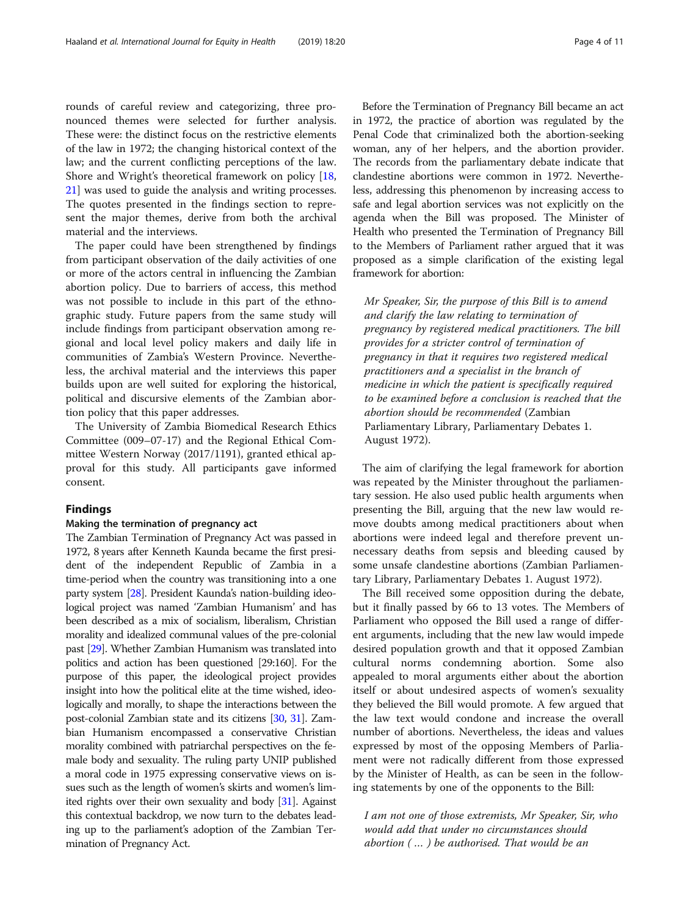rounds of careful review and categorizing, three pronounced themes were selected for further analysis. These were: the distinct focus on the restrictive elements of the law in 1972; the changing historical context of the law; and the current conflicting perceptions of the law. Shore and Wright's theoretical framework on policy [18, 21] was used to guide the analysis and writing processes. The quotes presented in the findings section to represent the major themes, derive from both the archival material and the interviews.

The paper could have been strengthened by findings from participant observation of the daily activities of one or more of the actors central in influencing the Zambian abortion policy. Due to barriers of access, this method was not possible to include in this part of the ethnographic study. Future papers from the same study will include findings from participant observation among regional and local level policy makers and daily life in communities of Zambia's Western Province. Nevertheless, the archival material and the interviews this paper builds upon are well suited for exploring the historical, political and discursive elements of the Zambian abortion policy that this paper addresses.

The University of Zambia Biomedical Research Ethics Committee (009–07-17) and the Regional Ethical Committee Western Norway (2017/1191), granted ethical approval for this study. All participants gave informed consent.

## Findings

### Making the termination of pregnancy act

The Zambian Termination of Pregnancy Act was passed in 1972, 8 years after Kenneth Kaunda became the first president of the independent Republic of Zambia in a time-period when the country was transitioning into a one party system [28]. President Kaunda's nation-building ideological project was named 'Zambian Humanism' and has been described as a mix of socialism, liberalism, Christian morality and idealized communal values of the pre-colonial past [29]. Whether Zambian Humanism was translated into politics and action has been questioned [29:160]. For the purpose of this paper, the ideological project provides insight into how the political elite at the time wished, ideologically and morally, to shape the interactions between the post-colonial Zambian state and its citizens [30, 31]. Zambian Humanism encompassed a conservative Christian morality combined with patriarchal perspectives on the female body and sexuality. The ruling party UNIP published a moral code in 1975 expressing conservative views on issues such as the length of women's skirts and women's limited rights over their own sexuality and body [31]. Against this contextual backdrop, we now turn to the debates leading up to the parliament's adoption of the Zambian Termination of Pregnancy Act.

Before the Termination of Pregnancy Bill became an act in 1972, the practice of abortion was regulated by the Penal Code that criminalized both the abortion-seeking woman, any of her helpers, and the abortion provider. The records from the parliamentary debate indicate that clandestine abortions were common in 1972. Nevertheless, addressing this phenomenon by increasing access to safe and legal abortion services was not explicitly on the agenda when the Bill was proposed. The Minister of Health who presented the Termination of Pregnancy Bill to the Members of Parliament rather argued that it was proposed as a simple clarification of the existing legal framework for abortion:

> *Mr Speaker, Sir, the purpose of this Bill is to amend and clarify the law relating to termination of pregnancy by registered medical practitioners. The bill provides for a stricter control of termination of pregnancy in that it requires two registered medical practitioners and a specialist in the branch of medicine in which the patient is specifically required to be examined before a conclusion is reached that the abortion should be recommended* (Zambian Parliamentary Library, Parliamentary Debates 1. August 1972).

The aim of clarifying the legal framework for abortion was repeated by the Minister throughout the parliamentary session. He also used public health arguments when presenting the Bill, arguing that the new law would remove doubts among medical practitioners about when abortions were indeed legal and therefore prevent unnecessary deaths from sepsis and bleeding caused by some unsafe clandestine abortions (Zambian Parliamentary Library, Parliamentary Debates 1. August 1972).

The Bill received some opposition during the debate, but it finally passed by 66 to 13 votes. The Members of Parliament who opposed the Bill used a range of different arguments, including that the new law would impede desired population growth and that it opposed Zambian cultural norms condemning abortion. Some also appealed to moral arguments either about the abortion itself or about undesired aspects of women's sexuality they believed the Bill would promote. A few argued that the law text would condone and increase the overall number of abortions. Nevertheless, the ideas and values expressed by most of the opposing Members of Parliament were not radically different from those expressed by the Minister of Health, as can be seen in the following statements by one of the opponents to the Bill:

> *I am not one of those extremists, Mr Speaker, Sir, who would add that under no circumstances should abortion ( … ) be authorised. That would be an*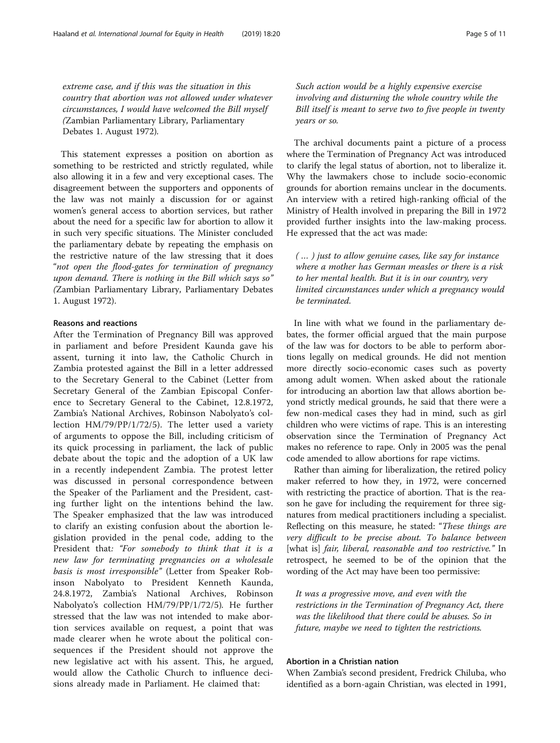*extreme case, and if this was the situation in this country that abortion was not allowed under whatever circumstances, I would have welcomed the Bill myself (*Zambian Parliamentary Library, Parliamentary Debates 1. August 1972).

This statement expresses a position on abortion as something to be restricted and strictly regulated, while also allowing it in a few and very exceptional cases. The disagreement between the supporters and opponents of the law was not mainly a discussion for or against women's general access to abortion services, but rather about the need for a specific law for abortion to allow it in such very specific situations. The Minister concluded the parliamentary debate by repeating the emphasis on the restrictive nature of the law stressing that it does "*not open the flood-gates for termination of pregnancy upon demand. There is nothing in the Bill which says so" (*Zambian Parliamentary Library, Parliamentary Debates 1. August 1972).

### Reasons and reactions

After the Termination of Pregnancy Bill was approved in parliament and before President Kaunda gave his assent, turning it into law, the Catholic Church in Zambia protested against the Bill in a letter addressed to the Secretary General to the Cabinet (Letter from Secretary General of the Zambian Episcopal Conference to Secretary General to the Cabinet, 12.8.1972, Zambia's National Archives, Robinson Nabolyato's collection HM/79/PP/1/72/5). The letter used a variety of arguments to oppose the Bill, including criticism of its quick processing in parliament, the lack of public debate about the topic and the adoption of a UK law in a recently independent Zambia. The protest letter was discussed in personal correspondence between the Speaker of the Parliament and the President, casting further light on the intentions behind the law. The Speaker emphasized that the law was introduced to clarify an existing confusion about the abortion legislation provided in the penal code, adding to the President that*: "For somebody to think that it is a new law for terminating pregnancies on a wholesale basis is most irresponsible"* (Letter from Speaker Robinson Nabolyato to President Kenneth Kaunda, 24.8.1972, Zambia's National Archives, Robinson Nabolyato's collection HM/79/PP/1/72/5). He further stressed that the law was not intended to make abortion services available on request, a point that was made clearer when he wrote about the political consequences if the President should not approve the new legislative act with his assent. This, he argued, would allow the Catholic Church to influence decisions already made in Parliament. He claimed that:

*Such action would be a highly expensive exercise involving and disturning the whole country while the Bill itself is meant to serve two to five people in twenty years or so.*

The archival documents paint a picture of a process where the Termination of Pregnancy Act was introduced to clarify the legal status of abortion, not to liberalize it. Why the lawmakers chose to include socio-economic grounds for abortion remains unclear in the documents. An interview with a retired high-ranking official of the Ministry of Health involved in preparing the Bill in 1972 provided further insights into the law-making process. He expressed that the act was made:

*( … ) just to allow genuine cases, like say for instance where a mother has German measles or there is a risk to her mental health. But it is in our country, very limited circumstances under which a pregnancy would be terminated.*

In line with what we found in the parliamentary debates, the former official argued that the main purpose of the law was for doctors to be able to perform abortions legally on medical grounds. He did not mention more directly socio-economic cases such as poverty among adult women. When asked about the rationale for introducing an abortion law that allows abortion beyond strictly medical grounds, he said that there were a few non-medical cases they had in mind, such as girl children who were victims of rape. This is an interesting observation since the Termination of Pregnancy Act makes no reference to rape. Only in 2005 was the penal code amended to allow abortions for rape victims.

Rather than aiming for liberalization, the retired policy maker referred to how they, in 1972, were concerned with restricting the practice of abortion. That is the reason he gave for including the requirement for three signatures from medical practitioners including a specialist. Reflecting on this measure, he stated: "*These things are very difficult to be precise about. To balance between* [what is] *fair, liberal, reasonable and too restrictive."* In retrospect, he seemed to be of the opinion that the wording of the Act may have been too permissive:

*It was a progressive move, and even with the restrictions in the Termination of Pregnancy Act, there was the likelihood that there could be abuses. So in future, maybe we need to tighten the restrictions.*

### Abortion in a Christian nation

When Zambia's second president, Fredrick Chiluba, who identified as a born-again Christian, was elected in 1991,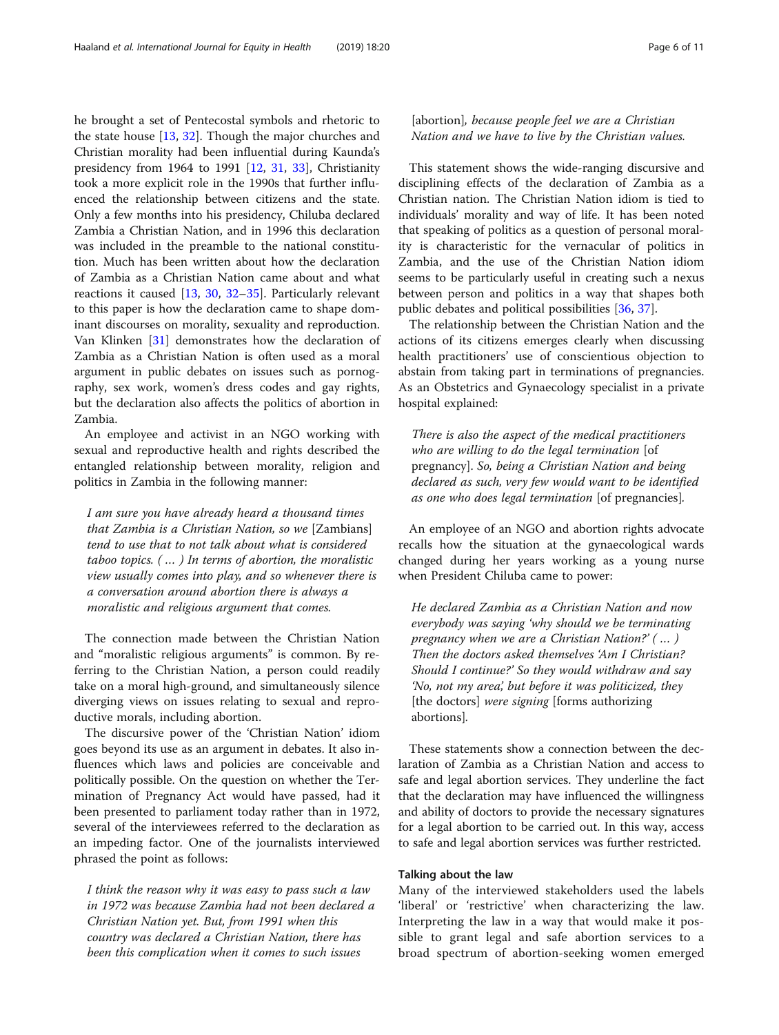he brought a set of Pentecostal symbols and rhetoric to the state house [13, 32]. Though the major churches and Christian morality had been influential during Kaunda's presidency from 1964 to 1991 [12, 31, 33], Christianity took a more explicit role in the 1990s that further influenced the relationship between citizens and the state. Only a few months into his presidency, Chiluba declared Zambia a Christian Nation, and in 1996 this declaration was included in the preamble to the national constitution. Much has been written about how the declaration of Zambia as a Christian Nation came about and what reactions it caused [13, 30, 32–35]. Particularly relevant to this paper is how the declaration came to shape dominant discourses on morality, sexuality and reproduction. Van Klinken [31] demonstrates how the declaration of Zambia as a Christian Nation is often used as a moral argument in public debates on issues such as pornography, sex work, women's dress codes and gay rights, but the declaration also affects the politics of abortion in Zambia.

An employee and activist in an NGO working with sexual and reproductive health and rights described the entangled relationship between morality, religion and politics in Zambia in the following manner:

> *I am sure you have already heard a thousand times that Zambia is a Christian Nation, so we* [Zambians] *tend to use that to not talk about what is considered taboo topics. ( … ) In terms of abortion, the moralistic view usually comes into play, and so whenever there is a conversation around abortion there is always a moralistic and religious argument that comes.*

The connection made between the Christian Nation and "moralistic religious arguments" is common. By referring to the Christian Nation, a person could readily take on a moral high-ground, and simultaneously silence diverging views on issues relating to sexual and reproductive morals, including abortion.

The discursive power of the 'Christian Nation' idiom goes beyond its use as an argument in debates. It also influences which laws and policies are conceivable and politically possible. On the question on whether the Termination of Pregnancy Act would have passed, had it been presented to parliament today rather than in 1972, several of the interviewees referred to the declaration as an impeding factor. One of the journalists interviewed phrased the point as follows:

> *I think the reason why it was easy to pass such a law in 1972 was because Zambia had not been declared a Christian Nation yet. But, from 1991 when this country was declared a Christian Nation, there has been this complication when it comes to such issues* [abortion], *because people feel we are a Christian Nation and we have to live by the Christian values.*

This statement shows the wide-ranging discursive and disciplining effects of the declaration of Zambia as a Christian nation. The Christian Nation idiom is tied to individuals' morality and way of life. It has been noted that speaking of politics as a question of personal morality is characteristic for the vernacular of politics in Zambia, and the use of the Christian Nation idiom seems to be particularly useful in creating such a nexus between person and politics in a way that shapes both public debates and political possibilities [36, 37].

The relationship between the Christian Nation and the actions of its citizens emerges clearly when discussing health practitioners' use of conscientious objection to abstain from taking part in terminations of pregnancies. As an Obstetrics and Gynaecology specialist in a private hospital explained:

> *There is also the aspect of the medical practitioners who are willing to do the legal termination* [of pregnancy]. *So, being a Christian Nation and being declared as such, very few would want to be identified as one who does legal termination* [of pregnancies].

An employee of an NGO and abortion rights advocate recalls how the situation at the gynaecological wards changed during her years working as a young nurse when President Chiluba came to power:

> *He declared Zambia as a Christian Nation and now everybody was saying 'why should we be terminating pregnancy when we are a Christian Nation?' ( … ) Then the doctors asked themselves 'Am I Christian? Should I continue?' So they would withdraw and say 'No, not my area,' but before it was politicized, they* [the doctors] *were signing* [forms authorizing abortions].

These statements show a connection between the declaration of Zambia as a Christian Nation and access to safe and legal abortion services. They underline the fact that the declaration may have influenced the willingness and ability of doctors to provide the necessary signatures for a legal abortion to be carried out. In this way, access to safe and legal abortion services was further restricted.

### Talking about the law

Many of the interviewed stakeholders used the labels 'liberal' or 'restrictive' when characterizing the law. Interpreting the law in a way that would make it possible to grant legal and safe abortion services to a broad spectrum of abortion-seeking women emerged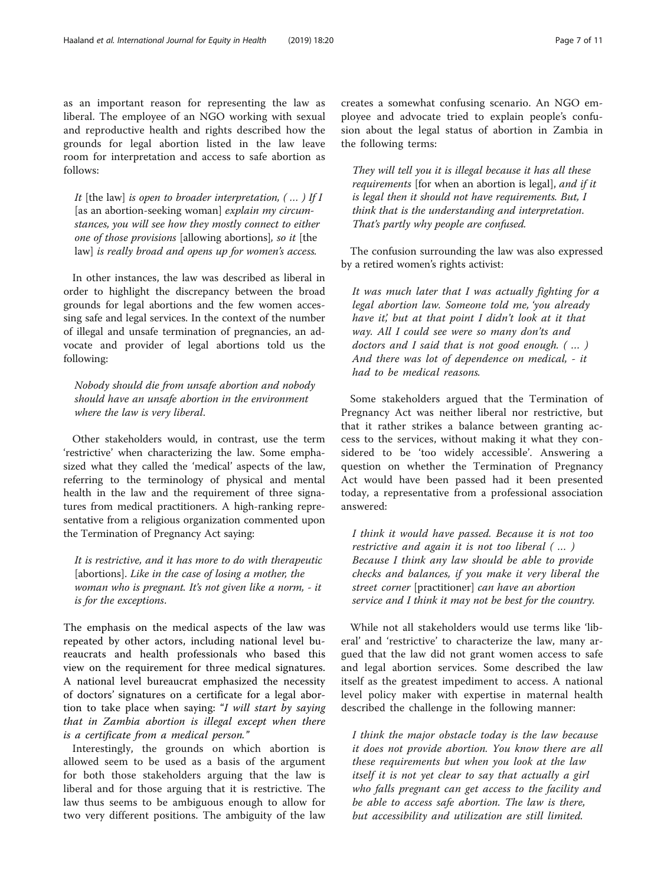as an important reason for representing the law as liberal. The employee of an NGO working with sexual and reproductive health and rights described how the grounds for legal abortion listed in the law leave room for interpretation and access to safe abortion as follows:

> *It* [the law] *is open to broader interpretation, ( … ) If I* [as an abortion-seeking woman] *explain my circumstances, you will see how they mostly connect to either one of those provisions* [allowing abortions], *so it* [the law] *is really broad and opens up for women's access.*

In other instances, the law was described as liberal in order to highlight the discrepancy between the broad grounds for legal abortions and the few women accessing safe and legal services. In the context of the number of illegal and unsafe termination of pregnancies, an advocate and provider of legal abortions told us the following:

> *Nobody should die from unsafe abortion and nobody should have an unsafe abortion in the environment where the law is very liberal.*

Other stakeholders would, in contrast, use the term 'restrictive' when characterizing the law. Some emphasized what they called the 'medical' aspects of the law, referring to the terminology of physical and mental health in the law and the requirement of three signatures from medical practitioners. A high-ranking representative from a religious organization commented upon the Termination of Pregnancy Act saying:

> *It is restrictive, and it has more to do with therapeutic* [abortions]. *Like in the case of losing a mother, the woman who is pregnant. It's not given like a norm, - it is for the exceptions.*

The emphasis on the medical aspects of the law was repeated by other actors, including national level bureaucrats and health professionals who based this view on the requirement for three medical signatures. A national level bureaucrat emphasized the necessity of doctors' signatures on a certificate for a legal abortion to take place when saying: "*I will start by saying that in Zambia abortion is illegal except when there is a certificate from a medical person.*"

Interestingly, the grounds on which abortion is allowed seem to be used as a basis of the argument for both those stakeholders arguing that the law is liberal and for those arguing that it is restrictive. The law thus seems to be ambiguous enough to allow for two very different positions. The ambiguity of the law creates a somewhat confusing scenario. An NGO employee and advocate tried to explain people's confusion about the legal status of abortion in Zambia in the following terms:

> *They will tell you it is illegal because it has all these requirements* [for when an abortion is legal], *and if it is legal then it should not have requirements. But, I think that is the understanding and interpretation. That's partly why people are confused.*

The confusion surrounding the law was also expressed by a retired women's rights activist:

> *It was much later that I was actually fighting for a legal abortion law. Someone told me, 'you already have it', but at that point I didn't look at it that way. All I could see were so many don'ts and doctors and I said that is not good enough. ( … ) And there was lot of dependence on medical, - it had to be medical reasons.*

Some stakeholders argued that the Termination of Pregnancy Act was neither liberal nor restrictive, but that it rather strikes a balance between granting access to the services, without making it what they considered to be 'too widely accessible'. Answering a question on whether the Termination of Pregnancy Act would have been passed had it been presented today, a representative from a professional association answered:

> *I think it would have passed. Because it is not too restrictive and again it is not too liberal ( … ) Because I think any law should be able to provide checks and balances, if you make it very liberal the street corner* [practitioner] *can have an abortion service and I think it may not be best for the country.*

While not all stakeholders would use terms like 'liberal' and 'restrictive' to characterize the law, many argued that the law did not grant women access to safe and legal abortion services. Some described the law itself as the greatest impediment to access. A national level policy maker with expertise in maternal health described the challenge in the following manner:

> *I think the major obstacle today is the law because it does not provide abortion. You know there are all these requirements but when you look at the law itself it is not yet clear to say that actually a girl who falls pregnant can get access to the facility and be able to access safe abortion. The law is there, but accessibility and utilization are still limited.*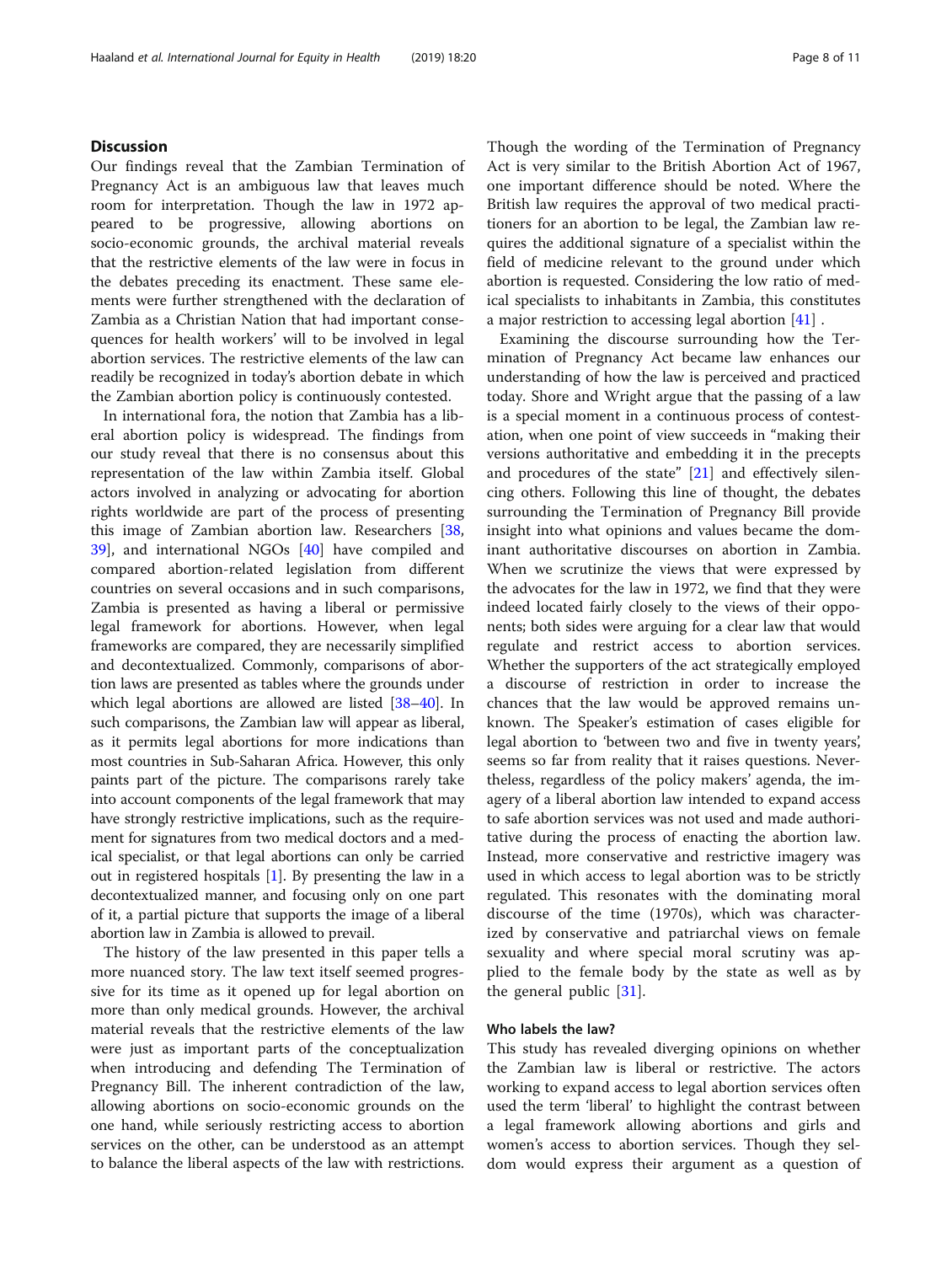## Discussion

Our findings reveal that the Zambian Termination of Pregnancy Act is an ambiguous law that leaves much room for interpretation. Though the law in 1972 appeared to be progressive, allowing abortions on socio-economic grounds, the archival material reveals that the restrictive elements of the law were in focus in the debates preceding its enactment. These same elements were further strengthened with the declaration of Zambia as a Christian Nation that had important consequences for health workers' will to be involved in legal abortion services. The restrictive elements of the law can readily be recognized in today's abortion debate in which the Zambian abortion policy is continuously contested.

In international fora, the notion that Zambia has a liberal abortion policy is widespread. The findings from our study reveal that there is no consensus about this representation of the law within Zambia itself. Global actors involved in analyzing or advocating for abortion rights worldwide are part of the process of presenting this image of Zambian abortion law. Researchers [38, 39], and international NGOs [40] have compiled and compared abortion-related legislation from different countries on several occasions and in such comparisons, Zambia is presented as having a liberal or permissive legal framework for abortions. However, when legal frameworks are compared, they are necessarily simplified and decontextualized. Commonly, comparisons of abortion laws are presented as tables where the grounds under which legal abortions are allowed are listed [38–40]. In such comparisons, the Zambian law will appear as liberal, as it permits legal abortions for more indications than most countries in Sub-Saharan Africa. However, this only paints part of the picture. The comparisons rarely take into account components of the legal framework that may have strongly restrictive implications, such as the requirement for signatures from two medical doctors and a medical specialist, or that legal abortions can only be carried out in registered hospitals [1]. By presenting the law in a decontextualized manner, and focusing only on one part of it, a partial picture that supports the image of a liberal abortion law in Zambia is allowed to prevail.

The history of the law presented in this paper tells a more nuanced story. The law text itself seemed progressive for its time as it opened up for legal abortion on more than only medical grounds. However, the archival material reveals that the restrictive elements of the law were just as important parts of the conceptualization when introducing and defending The Termination of Pregnancy Bill. The inherent contradiction of the law, allowing abortions on socio-economic grounds on the one hand, while seriously restricting access to abortion services on the other, can be understood as an attempt to balance the liberal aspects of the law with restrictions. Though the wording of the Termination of Pregnancy Act is very similar to the British Abortion Act of 1967, one important difference should be noted. Where the British law requires the approval of two medical practitioners for an abortion to be legal, the Zambian law requires the additional signature of a specialist within the field of medicine relevant to the ground under which abortion is requested. Considering the low ratio of medical specialists to inhabitants in Zambia, this constitutes a major restriction to accessing legal abortion [41] .

Examining the discourse surrounding how the Termination of Pregnancy Act became law enhances our understanding of how the law is perceived and practiced today. Shore and Wright argue that the passing of a law is a special moment in a continuous process of contestation, when one point of view succeeds in "making their versions authoritative and embedding it in the precepts and procedures of the state" [21] and effectively silencing others. Following this line of thought, the debates surrounding the Termination of Pregnancy Bill provide insight into what opinions and values became the dominant authoritative discourses on abortion in Zambia. When we scrutinize the views that were expressed by the advocates for the law in 1972, we find that they were indeed located fairly closely to the views of their opponents; both sides were arguing for a clear law that would regulate and restrict access to abortion services. Whether the supporters of the act strategically employed a discourse of restriction in order to increase the chances that the law would be approved remains unknown. The Speaker's estimation of cases eligible for legal abortion to 'between two and five in twenty years', seems so far from reality that it raises questions. Nevertheless, regardless of the policy makers' agenda, the imagery of a liberal abortion law intended to expand access to safe abortion services was not used and made authoritative during the process of enacting the abortion law. Instead, more conservative and restrictive imagery was used in which access to legal abortion was to be strictly regulated. This resonates with the dominating moral discourse of the time (1970s), which was characterized by conservative and patriarchal views on female sexuality and where special moral scrutiny was applied to the female body by the state as well as by the general public [31].

### Who labels the law?

This study has revealed diverging opinions on whether the Zambian law is liberal or restrictive. The actors working to expand access to legal abortion services often used the term 'liberal' to highlight the contrast between a legal framework allowing abortions and girls and women's access to abortion services. Though they seldom would express their argument as a question of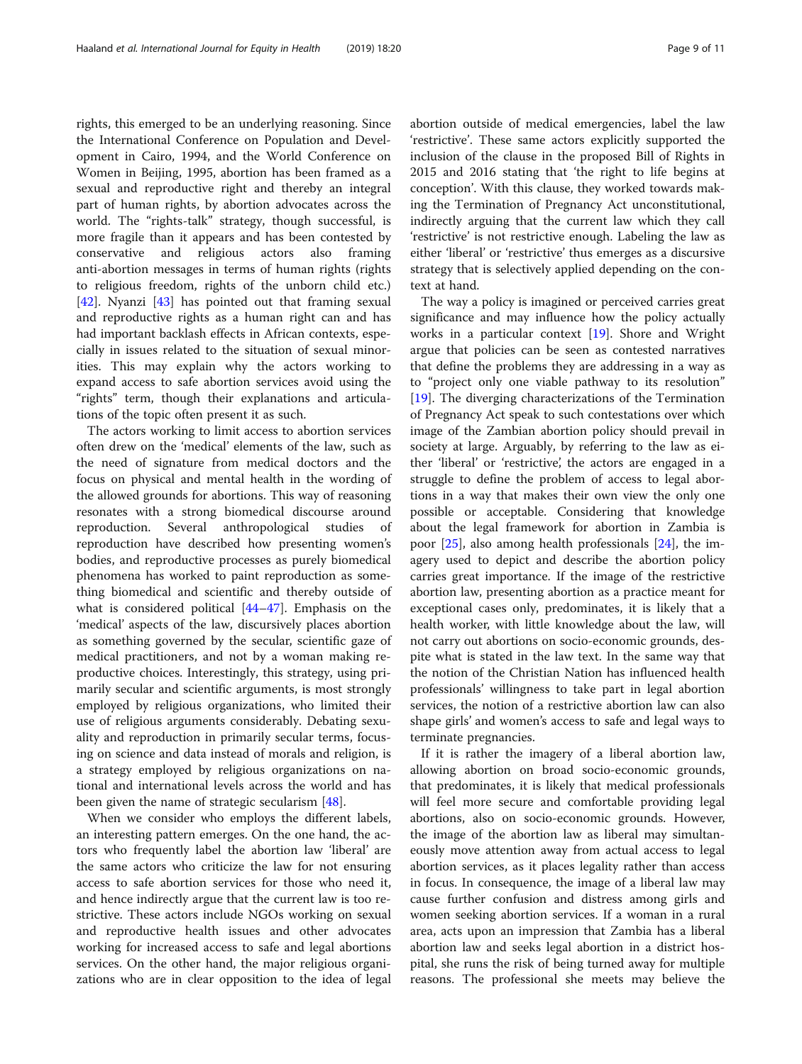rights, this emerged to be an underlying reasoning. Since the International Conference on Population and Development in Cairo, 1994, and the World Conference on Women in Beijing, 1995, abortion has been framed as a sexual and reproductive right and thereby an integral part of human rights, by abortion advocates across the world. The "rights-talk" strategy, though successful, is more fragile than it appears and has been contested by conservative and religious actors also framing anti-abortion messages in terms of human rights (rights to religious freedom, rights of the unborn child etc.) [42]. Nyanzi [43] has pointed out that framing sexual and reproductive rights as a human right can and has had important backlash effects in African contexts, especially in issues related to the situation of sexual minorities. This may explain why the actors working to expand access to safe abortion services avoid using the "rights" term, though their explanations and articulations of the topic often present it as such.

The actors working to limit access to abortion services often drew on the 'medical' elements of the law, such as the need of signature from medical doctors and the focus on physical and mental health in the wording of the allowed grounds for abortions. This way of reasoning resonates with a strong biomedical discourse around reproduction. Several anthropological studies of reproduction have described how presenting women's bodies, and reproductive processes as purely biomedical phenomena has worked to paint reproduction as something biomedical and scientific and thereby outside of what is considered political [44–47]. Emphasis on the 'medical' aspects of the law, discursively places abortion as something governed by the secular, scientific gaze of medical practitioners, and not by a woman making reproductive choices. Interestingly, this strategy, using primarily secular and scientific arguments, is most strongly employed by religious organizations, who limited their use of religious arguments considerably. Debating sexuality and reproduction in primarily secular terms, focusing on science and data instead of morals and religion, is a strategy employed by religious organizations on national and international levels across the world and has been given the name of strategic secularism [48].

When we consider who employs the different labels, an interesting pattern emerges. On the one hand, the actors who frequently label the abortion law 'liberal' are the same actors who criticize the law for not ensuring access to safe abortion services for those who need it, and hence indirectly argue that the current law is too restrictive. These actors include NGOs working on sexual and reproductive health issues and other advocates working for increased access to safe and legal abortions services. On the other hand, the major religious organizations who are in clear opposition to the idea of legal abortion outside of medical emergencies, label the law 'restrictive'. These same actors explicitly supported the inclusion of the clause in the proposed Bill of Rights in 2015 and 2016 stating that 'the right to life begins at conception'. With this clause, they worked towards making the Termination of Pregnancy Act unconstitutional, indirectly arguing that the current law which they call 'restrictive' is not restrictive enough. Labeling the law as either 'liberal' or 'restrictive' thus emerges as a discursive strategy that is selectively applied depending on the context at hand.

The way a policy is imagined or perceived carries great significance and may influence how the policy actually works in a particular context [19]. Shore and Wright argue that policies can be seen as contested narratives that define the problems they are addressing in a way as to "project only one viable pathway to its resolution" [19]. The diverging characterizations of the Termination of Pregnancy Act speak to such contestations over which image of the Zambian abortion policy should prevail in society at large. Arguably, by referring to the law as either 'liberal' or 'restrictive', the actors are engaged in a struggle to define the problem of access to legal abortions in a way that makes their own view the only one possible or acceptable. Considering that knowledge about the legal framework for abortion in Zambia is poor [25], also among health professionals [24], the imagery used to depict and describe the abortion policy carries great importance. If the image of the restrictive abortion law, presenting abortion as a practice meant for exceptional cases only, predominates, it is likely that a health worker, with little knowledge about the law, will not carry out abortions on socio-economic grounds, despite what is stated in the law text. In the same way that the notion of the Christian Nation has influenced health professionals' willingness to take part in legal abortion services, the notion of a restrictive abortion law can also shape girls' and women's access to safe and legal ways to terminate pregnancies.

If it is rather the imagery of a liberal abortion law, allowing abortion on broad socio-economic grounds, that predominates, it is likely that medical professionals will feel more secure and comfortable providing legal abortions, also on socio-economic grounds. However, the image of the abortion law as liberal may simultaneously move attention away from actual access to legal abortion services, as it places legality rather than access in focus. In consequence, the image of a liberal law may cause further confusion and distress among girls and women seeking abortion services. If a woman in a rural area, acts upon an impression that Zambia has a liberal abortion law and seeks legal abortion in a district hospital, she runs the risk of being turned away for multiple reasons. The professional she meets may believe the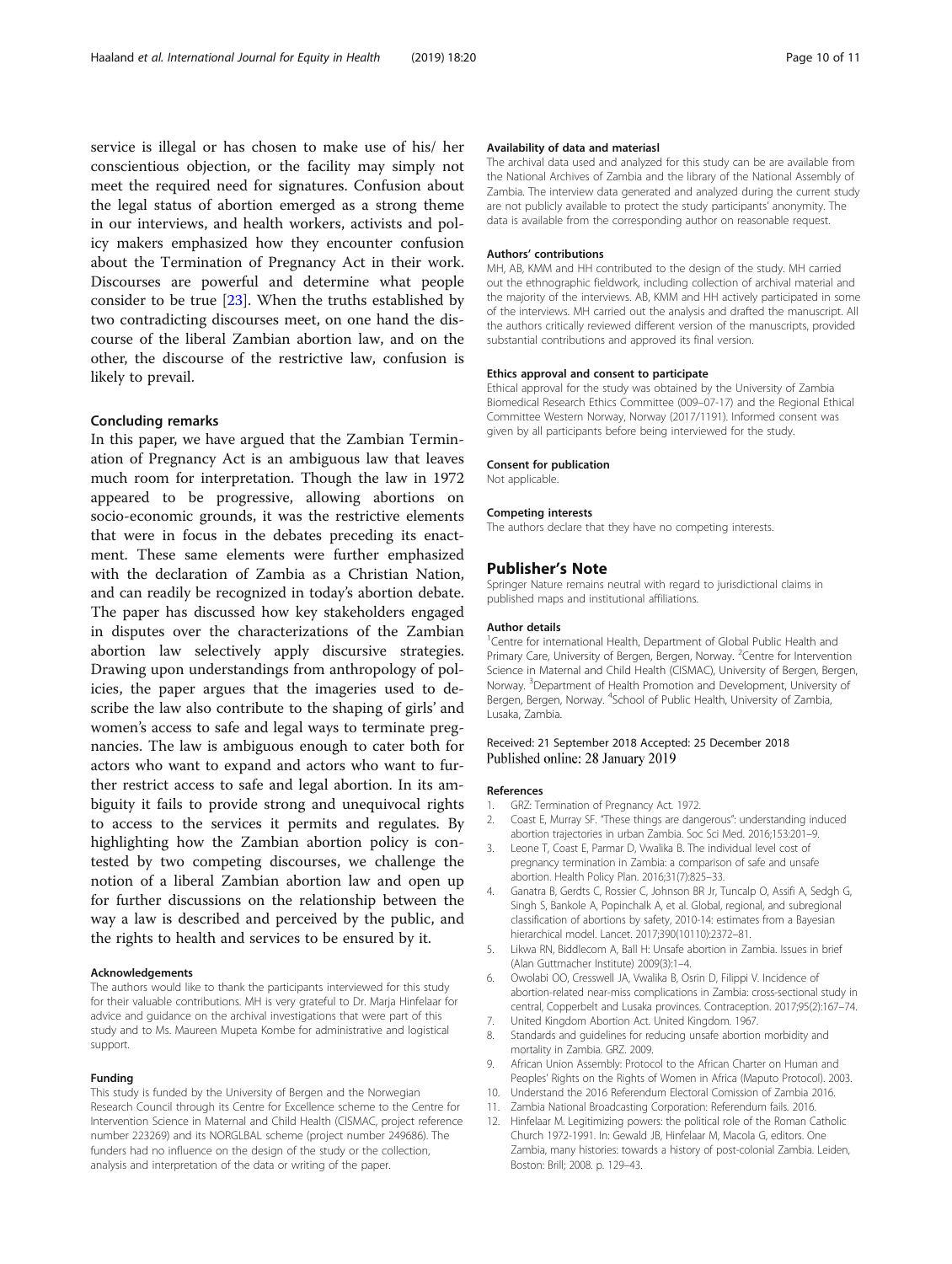service is illegal or has chosen to make use of his/ her conscientious objection, or the facility may simply not meet the required need for signatures. Confusion about the legal status of abortion emerged as a strong theme in our interviews, and health workers, activists and policy makers emphasized how they encounter confusion about the Termination of Pregnancy Act in their work. Discourses are powerful and determine what people consider to be true [23]. When the truths established by two contradicting discourses meet, on one hand the discourse of the liberal Zambian abortion law, and on the other, the discourse of the restrictive law, confusion is likely to prevail.

## Concluding remarks

In this paper, we have argued that the Zambian Termination of Pregnancy Act is an ambiguous law that leaves much room for interpretation. Though the law in 1972 appeared to be progressive, allowing abortions on socio-economic grounds, it was the restrictive elements that were in focus in the debates preceding its enactment. These same elements were further emphasized with the declaration of Zambia as a Christian Nation, and can readily be recognized in today's abortion debate. The paper has discussed how key stakeholders engaged in disputes over the characterizations of the Zambian abortion law selectively apply discursive strategies. Drawing upon understandings from anthropology of policies, the paper argues that the imageries used to describe the law also contribute to the shaping of girls' and women's access to safe and legal ways to terminate pregnancies. The law is ambiguous enough to cater both for actors who want to expand and actors who want to further restrict access to safe and legal abortion. In its ambiguity it fails to provide strong and unequivocal rights to access to the services it permits and regulates. By highlighting how the Zambian abortion policy is contested by two competing discourses, we challenge the notion of a liberal Zambian abortion law and open up for further discussions on the relationship between the way a law is described and perceived by the public, and the rights to health and services to be ensured by it.

### Acknowledgements

The authors would like to thank the participants interviewed for this study for their valuable contributions. MH is very grateful to Dr. Marja Hinfelaar for advice and guidance on the archival investigations that were part of this study and to Ms. Maureen Mupeta Kombe for administrative and logistical support.

### Funding

This study is funded by the University of Bergen and the Norwegian Research Council through its Centre for Excellence scheme to the Centre for Intervention Science in Maternal and Child Health (CISMAC, project reference number 223269) and its NORGLBAL scheme (project number 249686). The funders had no influence on the design of the study or the collection, analysis and interpretation of the data or writing of the paper.

### Availability of data and materiasl

The archival data used and analyzed for this study can be are available from the National Archives of Zambia and the library of the National Assembly of Zambia. The interview data generated and analyzed during the current study are not publicly available to protect the study participants' anonymity. The data is available from the corresponding author on reasonable request.

### Authors' contributions

MH, AB, KMM and HH contributed to the design of the study. MH carried out the ethnographic fieldwork, including collection of archival material and the majority of the interviews. AB, KMM and HH actively participated in some of the interviews. MH carried out the analysis and drafted the manuscript. All the authors critically reviewed different version of the manuscripts, provided substantial contributions and approved its final version.

### Ethics approval and consent to participate

Ethical approval for the study was obtained by the University of Zambia Biomedical Research Ethics Committee (009–07-17) and the Regional Ethical Committee Western Norway, Norway (2017/1191). Informed consent was given by all participants before being interviewed for the study.

### Consent for publication

Not applicable.

### Competing interests

The authors declare that they have no competing interests.

## Publisher's Note

Springer Nature remains neutral with regard to jurisdictional claims in published maps and institutional affiliations.

### Author details

[1]Centre for international Health, Department of Global Public Health and Primary Care, University of Bergen, Bergen, Norway. [2]Centre for Intervention Science in Maternal and Child Health (CISMAC), University of Bergen, Bergen, Norway. [3]Department of Health Promotion and Development, University of Bergen, Bergen, Norway. [4]School of Public Health, University of Zambia, Lusaka, Zambia.

Received: 21 September 2018 Accepted: 25 December 2018
Published online: 28 January 2019

### References

1. GRZ: Termination of Pregnancy Act. 1972.
2. Coast E, Murray SF. "These things are dangerous": understanding induced abortion trajectories in urban Zambia. Soc Sci Med. 2016;153:201–9.
3. Leone T, Coast E, Parmar D, Vwalika B. The individual level cost of pregnancy termination in Zambia: a comparison of safe and unsafe abortion. Health Policy Plan. 2016;31(7):825–33.
4. Ganatra B, Gerdts C, Rossier C, Johnson BR Jr, Tuncalp O, Assifi A, Sedgh G, Singh S, Bankole A, Popinchalk A, et al. Global, regional, and subregional classification of abortions by safety, 2010-14: estimates from a Bayesian hierarchical model. Lancet. 2017;390(10110):2372–81.
5. Likwa RN, Biddlecom A, Ball H: Unsafe abortion in Zambia. Issues in brief (Alan Guttmacher Institute) 2009(3):1–4.
6. Owolabi OO, Cresswell JA, Vwalika B, Osrin D, Filippi V. Incidence of abortion-related near-miss complications in Zambia: cross-sectional study in central, Copperbelt and Lusaka provinces. Contraception. 2017;95(2):167–74.
7. United Kingdom Abortion Act. United Kingdom. 1967.
8. Standards and guidelines for reducing unsafe abortion morbidity and mortality in Zambia. GRZ. 2009.
9. African Union Assembly: Protocol to the African Charter on Human and Peoples' Rights on the Rights of Women in Africa (Maputo Protocol). 2003.
10. Understand the 2016 Referendum Electoral Comission of Zambia 2016.
11. Zambia National Broadcasting Corporation: Referendum fails. 2016.
12. Hinfelaar M. Legitimizing powers: the political role of the Roman Catholic Church 1972-1991. In: Gewald JB, Hinfelaar M, Macola G, editors. One Zambia, many histories: towards a history of post-colonial Zambia. Leiden, Boston: Brill; 2008. p. 129–43.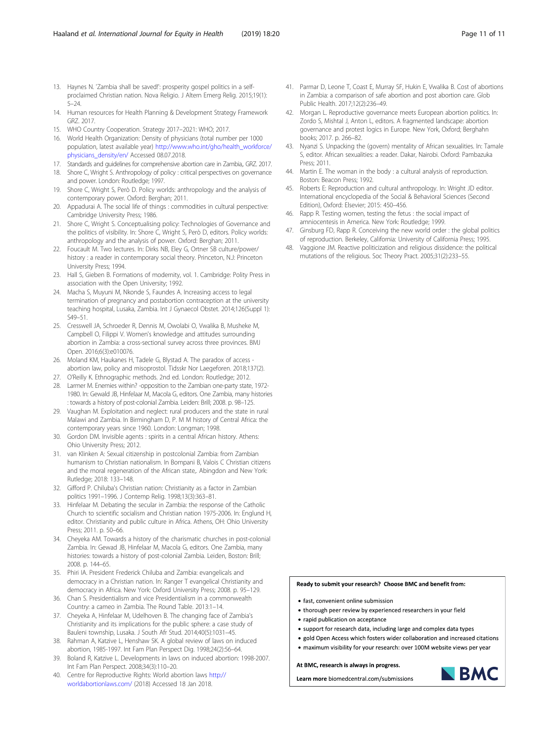13. Haynes N. 'Zambia shall be saved!': prosperity gospel politics in a self-proclaimed Christian nation. Nova Religio. J Altern Emerg Relig. 2015;19(1): 5–24.
14. Human resources for Health Planning & Development Strategy Framework GRZ. 2017.
15. WHO Country Cooperation. Strategy 2017–2021: WHO; 2017.
16. World Health Organization: Density of physicians (total number per 1000 population, latest available year) http://www.who.int/gho/health_workforce/physicians_density/en/ Accessed 08.07.2018.
17. Standards and guidelines for comprehensive abortion care in Zambia,. GRZ. 2017.
18. Shore C, Wright S. Anthropology of policy : critical perspectives on governance and power. London: Routledge; 1997.
19. Shore C, Wright S, Però D. Policy worlds: anthropology and the analysis of contemporary power. Oxford: Berghan; 2011.
20. Appadurai A. The social life of things : commodities in cultural perspective: Cambridge University Press; 1986.
21. Shore C, Wright S. Conceptualising policy: Technologies of Governance and the politics of visibility. In: Shore C, Wright S, Però D, editors. Policy worlds: anthropology and the analysis of power. Oxford: Berghan; 2011.
22. Foucault M. Two lectures. In: Dirks NB, Eley G, Ortner SB culture/power/ history : a reader in contemporary social theory. Princeton, N.J: Princeton University Press; 1994.
23. Hall S, Gieben B. Formations of modernity, vol. 1. Cambridge: Polity Press in association with the Open University; 1992.
24. Macha S, Muyuni M, Nkonde S, Faundes A. Increasing access to legal termination of pregnancy and postabortion contraception at the university teaching hospital, Lusaka, Zambia. Int J Gynaecol Obstet. 2014;126(Suppl 1): S49–51.
25. Cresswell JA, Schroeder R, Dennis M, Owolabi O, Vwalika B, Musheke M, Campbell O, Filippi V. Women's knowledge and attitudes surrounding abortion in Zambia: a cross-sectional survey across three provinces. BMJ Open. 2016;6(3):e010076.
26. Moland KM, Haukanes H, Tadele G, Blystad A. The paradox of access - abortion law, policy and misoprostol. Tidsskr Nor Laegeforen. 2018;137(2).
27. O'Reilly K. Ethnographic methods. 2nd ed. London: Routledge; 2012.
28. Larmer M. Enemies within? -opposition to the Zambian one-party state, 1972-1980. In: Gewald JB, Hinfelaar M, Macola G, editors. One Zambia, many histories : towards a history of post-colonial Zambia. Leiden: Brill; 2008. p. 98–125.
29. Vaughan M. Exploitation and neglect: rural producers and the state in rural Malawi and Zambia. In Birmingham D, P. M M history of Central Africa: the contemporary years since 1960. London: Longman; 1998.
30. Gordon DM. Invisible agents : spirits in a central African history. Athens: Ohio University Press; 2012.
31. van Klinken A: Sexual citizenship in postcolonial Zambia: from Zambian humanism to Christian nationalism. In Bompani B, Valois C Christian citizens and the moral regeneration of the African state,. Abingdon and New York: Rutledge; 2018: 133–148.
32. Gifford P. Chiluba's Christian nation: Christianity as a factor in Zambian politics 1991–1996. J Contemp Relig. 1998;13(3):363–81.
33. Hinfelaar M. Debating the secular in Zambia: the response of the Catholic Church to scientific socialism and Christian nation 1975-2006. In: Englund H, editor. Christianity and public culture in Africa. Athens, OH: Ohio University Press; 2011. p. 50–66.
34. Cheyeka AM. Towards a history of the charismatic churches in post-colonial Zambia. In: Gewad JB, Hinfelaar M, Macola G, editors. One Zambia, many histories: towards a history of post-colonial Zambia. Leiden, Boston: Brill; 2008. p. 144–65.
35. Phiri IA. President Frederick Chiluba and Zambia: evangelicals and democracy in a Christian nation. In: Ranger T evangelical Christianity and democracy in Africa. New York: Oxford University Press; 2008. p. 95–129.
36. Chan S. Presidentialism and vice Presidentialism in a commonwealth Country: a cameo in Zambia. The Round Table. 2013:1–14.
37. Cheyeka A, Hinfelaar M, Udelhoven B. The changing face of Zambia's Christianity and its implications for the public sphere: a case study of Bauleni township, Lusaka. J South Afr Stud. 2014;40(5):1031–45.
38. Rahman A, Katzive L, Henshaw SK. A global review of laws on induced abortion, 1985-1997. Int Fam Plan Perspect Dig. 1998;24(2):56–64.
39. Boland R, Katzive L. Developments in laws on induced abortion: 1998-2007. Int Fam Plan Perspect. 2008;34(3):110–20.
40. Centre for Reproductive Rights: World abortion laws http://worldabortionlaws.com/ (2018) Accessed 18 Jan 2018.
41. Parmar D, Leone T, Coast E, Murray SF, Hukin E, Vwalika B. Cost of abortions in Zambia: a comparison of safe abortion and post abortion care. Glob Public Health. 2017;12(2):236–49.
42. Morgan L. Reproductive governance meets European abortion politics. In: Zordo S, Mishtal J, Anton L, editors. A fragmented landscape: abortion governance and protest logics in Europe. New York, Oxford; Berghahn books; 2017. p. 266–82.
43. Nyanzi S. Unpacking the (govern) mentality of African sexualities. In: Tamale S, editor. African sexualities: a reader. Dakar, Nairobi. Oxford: Pambazuka Press; 2011.
44. Martin E. The woman in the body : a cultural analysis of reproduction. Boston: Beacon Press; 1992.
45. Roberts E: Reproduction and cultural anthropology. In: Wright JD editor. International encyclopedia of the Social & Behavioral Sciences (Second Edition), Oxford: Elsevier; 2015: 450–456.
46. Rapp R. Testing women, testing the fetus : the social impact of amniocentesis in America. New York: Routledge; 1999.
47. Ginsburg FD, Rapp R. Conceiving the new world order : the global politics of reproduction. Berkeley, California: University of California Press; 1995.
48. Vaggione JM. Reactive politicization and religious dissidence: the political mutations of the religious. Soc Theory Pract. 2005;31(2):233–55.

**Ready to submit your research? Choose BMC and benefit from:**

- fast, convenient online submission
- thorough peer review by experienced researchers in your field
- rapid publication on acceptance
- support for research data, including large and complex data types
- gold Open Access which fosters wider collaboration and increased citations
- maximum visibility for your research: over 100M website views per year

**At BMC, research is always in progress.**

**Learn more** biomedcentral.com/submissions

BMC